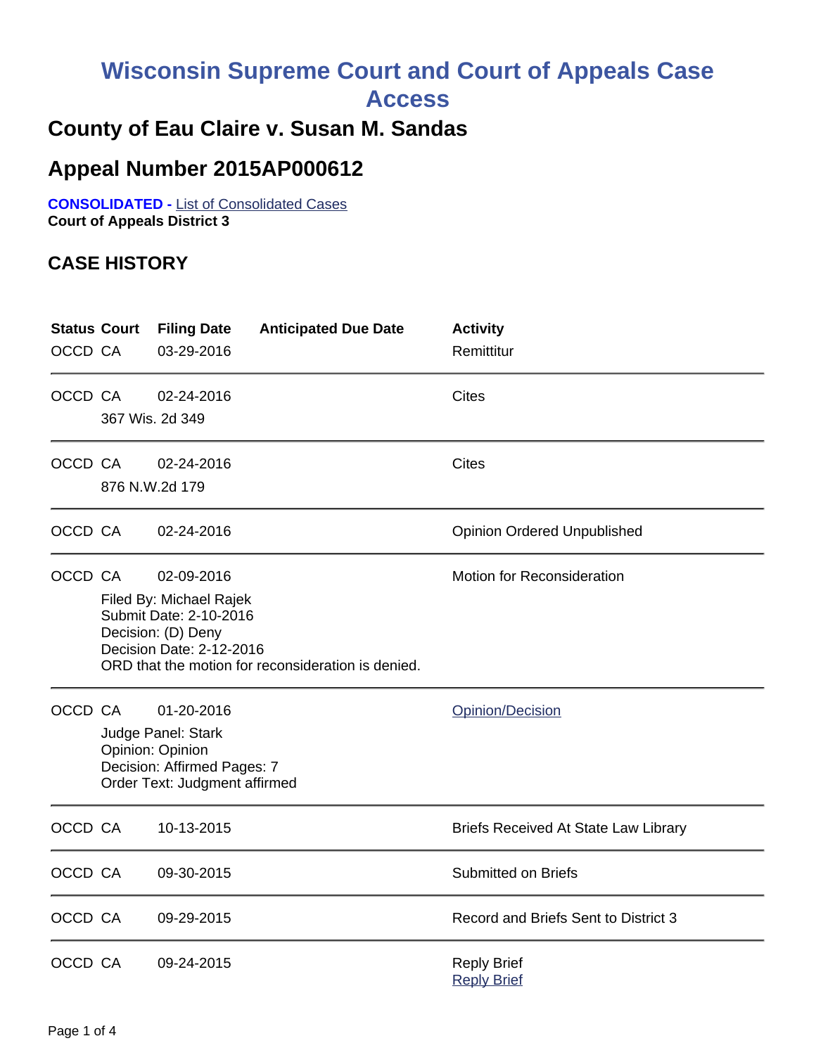# Wisconsin Supreme Court and Court of Appeals Case Access

## County of Eau Claire v. Susan M. Sandas

## Appeal Number 2015AP000612

**CONSOLIDATED -** List of Consolidated Cases
**Court of Appeals District 3**

## CASE HISTORY

| Status | Court | Filing Date | Anticipated Due Date | Activity |
|---|---|---|---|---|
| OCCD | CA | 03-29-2016 | | Remittitur |
| OCCD | CA | 02-24-2016 | | Cites |
| | 367 Wis. 2d 349 | | | |
| OCCD | CA | 02-24-2016 | | Cites |
| | 876 N.W.2d 179 | | | |
| OCCD | CA | 02-24-2016 | | Opinion Ordered Unpublished |
| OCCD | CA | 02-09-2016 | | Motion for Reconsideration |
| | Filed By: Michael Rajek<br>Submit Date: 2-10-2016<br>Decision: (D) Deny<br>Decision Date: 2-12-2016<br>ORD that the motion for reconsideration is denied. | | | |
| OCCD | CA | 01-20-2016 | | Opinion/Decision |
| | Judge Panel: Stark<br>Opinion: Opinion<br>Decision: Affirmed Pages: 7<br>Order Text: Judgment affirmed | | | |
| OCCD | CA | 10-13-2015 | | Briefs Received At State Law Library |
| OCCD | CA | 09-30-2015 | | Submitted on Briefs |
| OCCD | CA | 09-29-2015 | | Record and Briefs Sent to District 3 |
| OCCD | CA | 09-24-2015 | | Reply Brief<br>Reply Brief |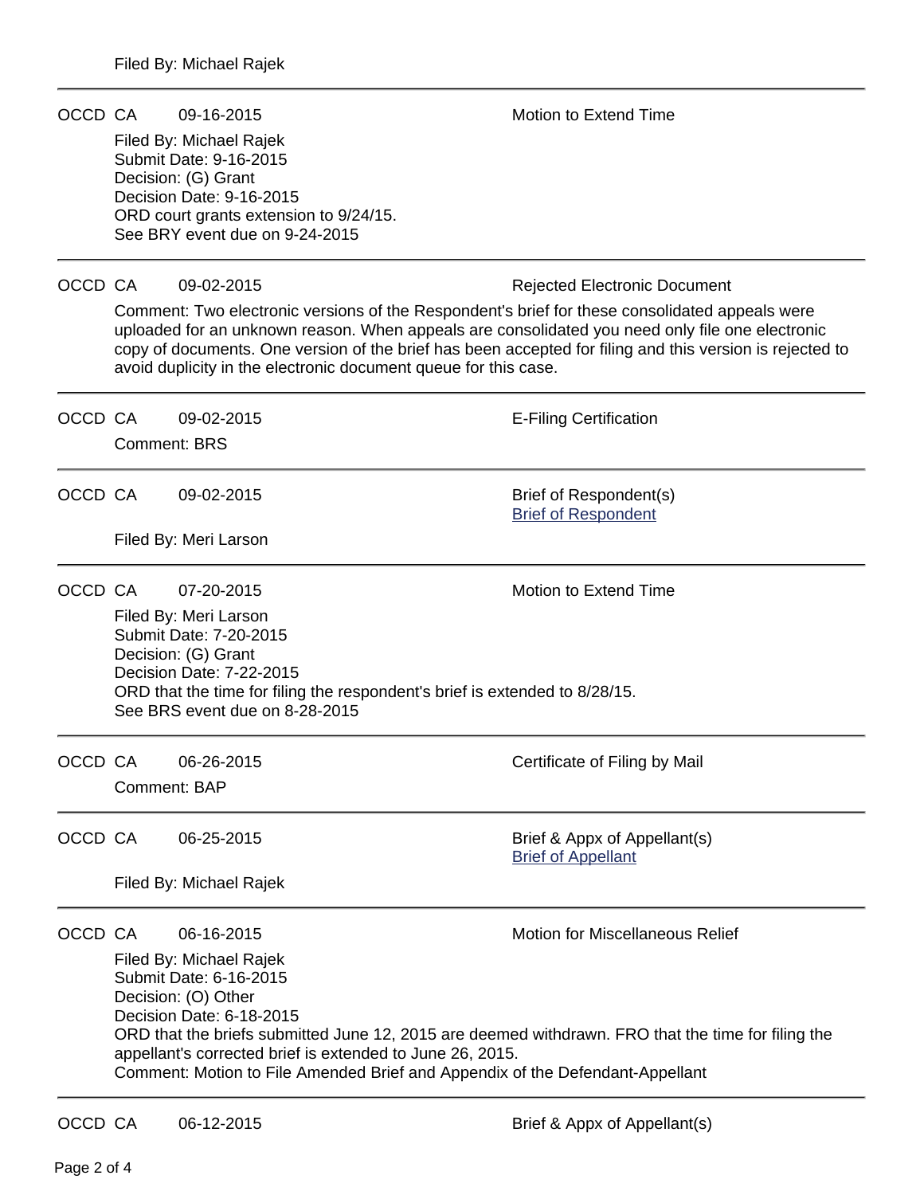Filed By: Michael Rajek

---

OCCD CA 09-16-2015 Motion to Extend Time

Filed By: Michael Rajek
Submit Date: 9-16-2015
Decision: (G) Grant
Decision Date: 9-16-2015
ORD court grants extension to 9/24/15.
See BRY event due on 9-24-2015

---

OCCD CA 09-02-2015 Rejected Electronic Document

Comment: Two electronic versions of the Respondent's brief for these consolidated appeals were uploaded for an unknown reason. When appeals are consolidated you need only file one electronic copy of documents. One version of the brief has been accepted for filing and this version is rejected to avoid duplicity in the electronic document queue for this case.

---

OCCD CA 09-02-2015 E-Filing Certification

Comment: BRS

---

OCCD CA 09-02-2015 Brief of Respondent(s)
Brief of Respondent

Filed By: Meri Larson

---

OCCD CA 07-20-2015 Motion to Extend Time

Filed By: Meri Larson
Submit Date: 7-20-2015
Decision: (G) Grant
Decision Date: 7-22-2015
ORD that the time for filing the respondent's brief is extended to 8/28/15.
See BRS event due on 8-28-2015

---

OCCD CA 06-26-2015 Certificate of Filing by Mail

Comment: BAP

---

OCCD CA 06-25-2015 Brief & Appx of Appellant(s)
Brief of Appellant

Filed By: Michael Rajek

---

OCCD CA 06-16-2015 Motion for Miscellaneous Relief

Filed By: Michael Rajek
Submit Date: 6-16-2015
Decision: (O) Other
Decision Date: 6-18-2015
ORD that the briefs submitted June 12, 2015 are deemed withdrawn. FRO that the time for filing the appellant's corrected brief is extended to June 26, 2015.
Comment: Motion to File Amended Brief and Appendix of the Defendant-Appellant

---

OCCD CA 06-12-2015 Brief & Appx of Appellant(s)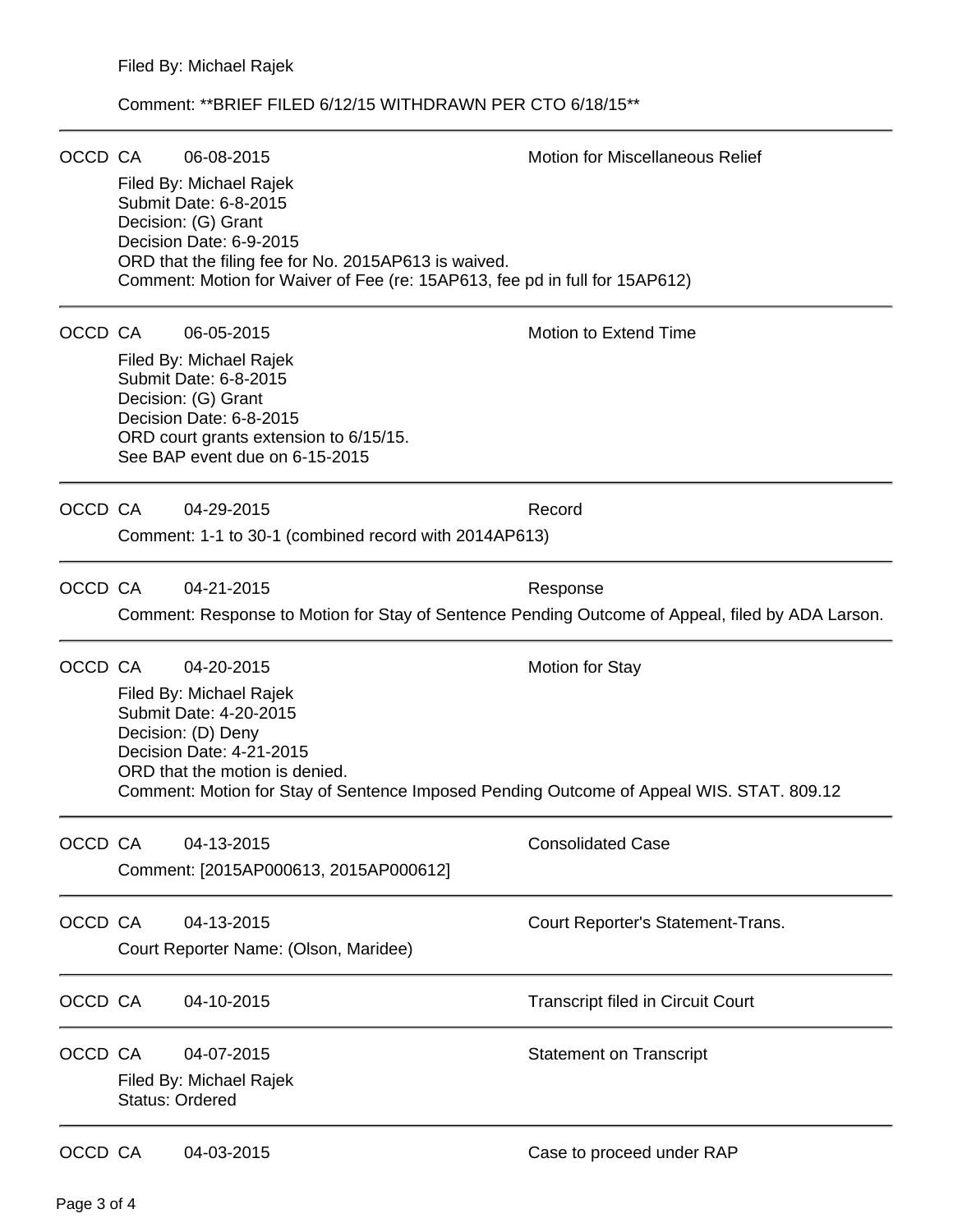Filed By: Michael Rajek

Comment: **BRIEF FILED 6/12/15 WITHDRAWN PER CTO 6/18/15**

---

OCCD CA 06-08-2015 Motion for Miscellaneous Relief

Filed By: Michael Rajek
Submit Date: 6-8-2015
Decision: (G) Grant
Decision Date: 6-9-2015
ORD that the filing fee for No. 2015AP613 is waived.
Comment: Motion for Waiver of Fee (re: 15AP613, fee pd in full for 15AP612)

---

OCCD CA 06-05-2015 Motion to Extend Time

Filed By: Michael Rajek
Submit Date: 6-8-2015
Decision: (G) Grant
Decision Date: 6-8-2015
ORD court grants extension to 6/15/15.
See BAP event due on 6-15-2015

---

OCCD CA 04-29-2015 Record

Comment: 1-1 to 30-1 (combined record with 2014AP613)

---

OCCD CA 04-21-2015 Response

Comment: Response to Motion for Stay of Sentence Pending Outcome of Appeal, filed by ADA Larson.

---

OCCD CA 04-20-2015 Motion for Stay

Filed By: Michael Rajek
Submit Date: 4-20-2015
Decision: (D) Deny
Decision Date: 4-21-2015
ORD that the motion is denied.
Comment: Motion for Stay of Sentence Imposed Pending Outcome of Appeal WIS. STAT. 809.12

---

OCCD CA 04-13-2015 Consolidated Case

Comment: [2015AP000613, 2015AP000612]

---

OCCD CA 04-13-2015 Court Reporter's Statement-Trans.

Court Reporter Name: (Olson, Maridee)

---

OCCD CA 04-10-2015 Transcript filed in Circuit Court

---

OCCD CA 04-07-2015 Statement on Transcript

Filed By: Michael Rajek
Status: Ordered

---

OCCD CA 04-03-2015 Case to proceed under RAP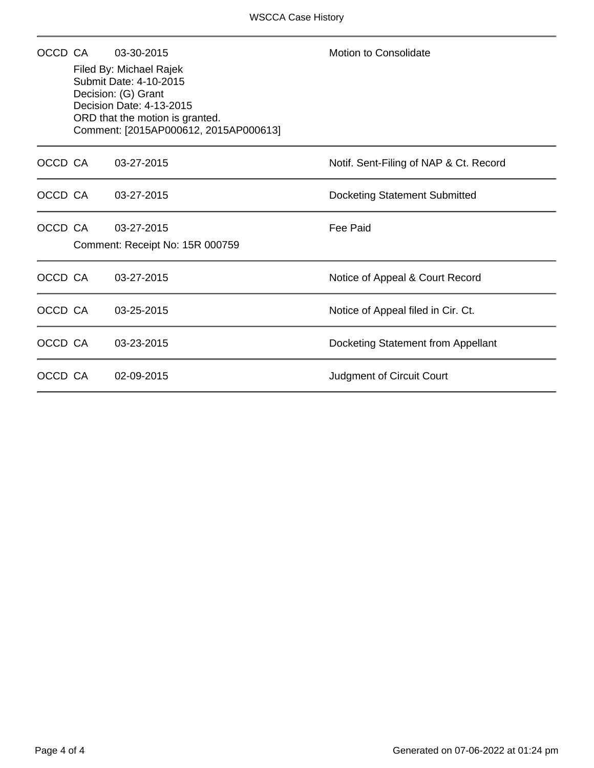| | | | |
|---|---|---|---|
| OCCD | CA | 03-30-2015<br>Filed By: Michael Rajek<br>Submit Date: 4-10-2015<br>Decision: (G) Grant<br>Decision Date: 4-13-2015<br>ORD that the motion is granted.<br>Comment: [2015AP000612, 2015AP000613] | Motion to Consolidate |
| OCCD | CA | 03-27-2015 | Notif. Sent-Filing of NAP & Ct. Record |
| OCCD | CA | 03-27-2015 | Docketing Statement Submitted |
| OCCD | CA | 03-27-2015<br>Comment: Receipt No: 15R 000759 | Fee Paid |
| OCCD | CA | 03-27-2015 | Notice of Appeal & Court Record |
| OCCD | CA | 03-25-2015 | Notice of Appeal filed in Cir. Ct. |
| OCCD | CA | 03-23-2015 | Docketing Statement from Appellant |
| OCCD | CA | 02-09-2015 | Judgment of Circuit Court |

Generated on 07-06-2022 at 01:24 pm